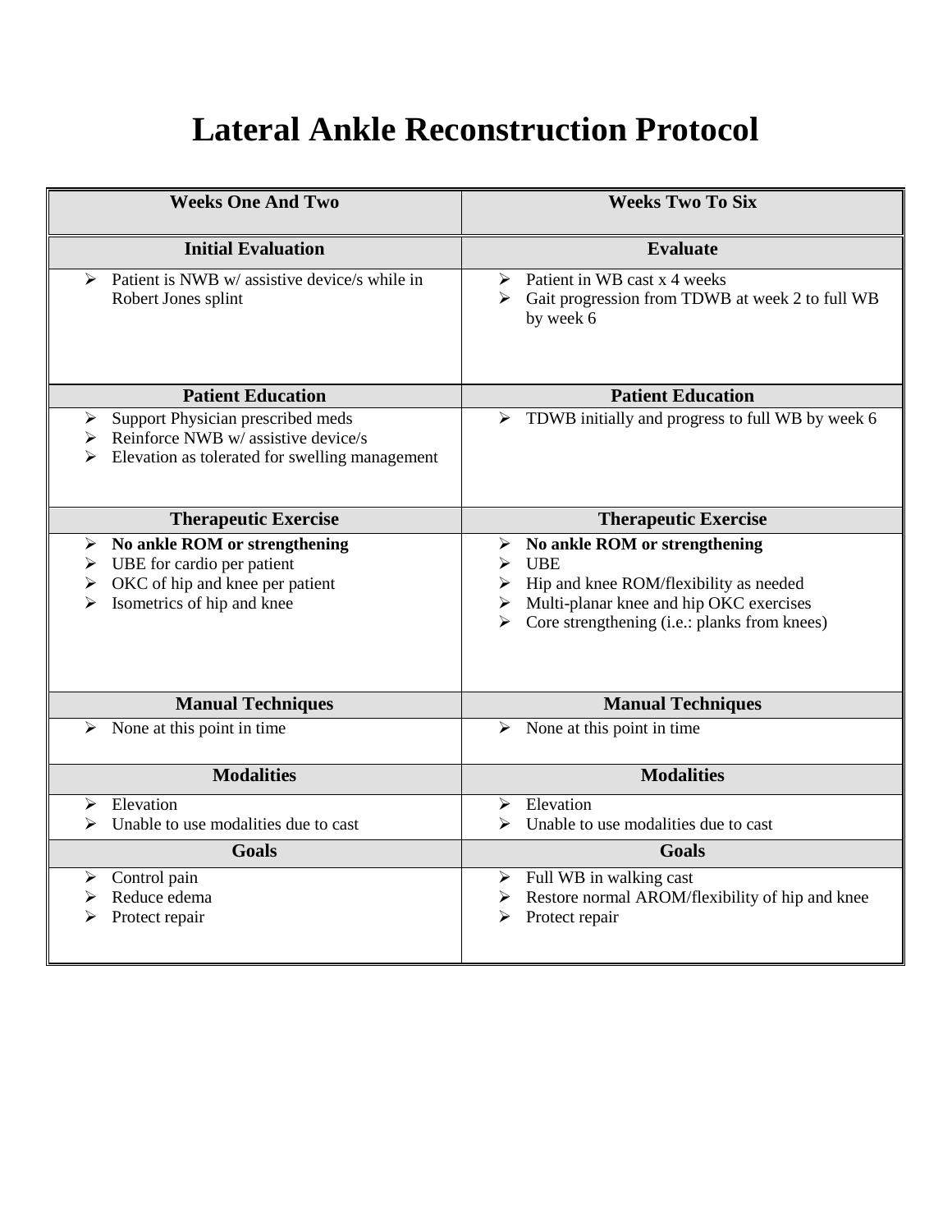# Lateral Ankle Reconstruction Protocol

| Weeks One And Two | Weeks Two To Six |
|---|---|
| **Initial Evaluation** | **Evaluate** |
| ➢ Patient is NWB w/ assistive device/s while in Robert Jones splint | ➢ Patient in WB cast x 4 weeks<br>➢ Gait progression from TDWB at week 2 to full WB by week 6 |
| **Patient Education** | **Patient Education** |
| ➢ Support Physician prescribed meds<br>➢ Reinforce NWB w/ assistive device/s<br>➢ Elevation as tolerated for swelling management | ➢ TDWB initially and progress to full WB by week 6 |
| **Therapeutic Exercise** | **Therapeutic Exercise** |
| ➢ **No ankle ROM or strengthening**<br>➢ UBE for cardio per patient<br>➢ OKC of hip and knee per patient<br>➢ Isometrics of hip and knee | ➢ **No ankle ROM or strengthening**<br>➢ UBE<br>➢ Hip and knee ROM/flexibility as needed<br>➢ Multi-planar knee and hip OKC exercises<br>➢ Core strengthening (i.e.: planks from knees) |
| **Manual Techniques** | **Manual Techniques** |
| ➢ None at this point in time | ➢ None at this point in time |
| **Modalities** | **Modalities** |
| ➢ Elevation<br>➢ Unable to use modalities due to cast | ➢ Elevation<br>➢ Unable to use modalities due to cast |
| **Goals** | **Goals** |
| ➢ Control pain<br>➢ Reduce edema<br>➢ Protect repair | ➢ Full WB in walking cast<br>➢ Restore normal AROM/flexibility of hip and knee<br>➢ Protect repair |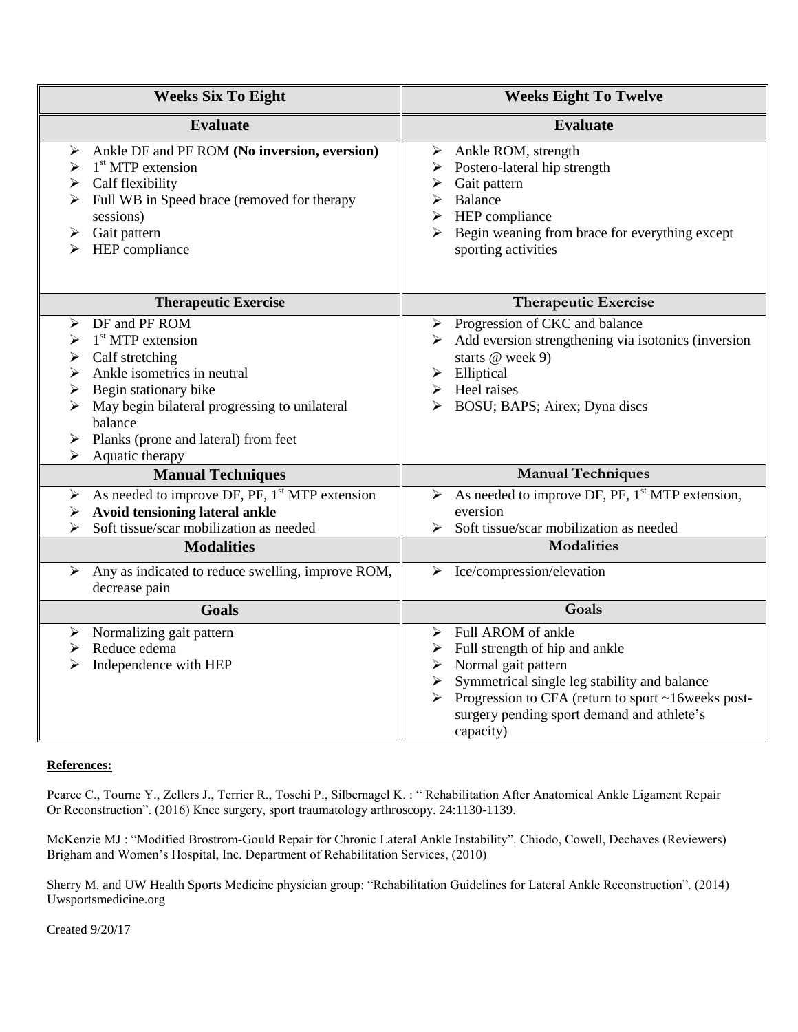| Weeks Six To Eight | Weeks Eight To Twelve |
|---|---|
| **Evaluate** | **Evaluate** |
| ➢ Ankle DF and PF ROM **(No inversion, eversion)**<br>➢ 1st MTP extension<br>➢ Calf flexibility<br>➢ Full WB in Speed brace (removed for therapy sessions)<br>➢ Gait pattern<br>➢ HEP compliance | ➢ Ankle ROM, strength<br>➢ Postero-lateral hip strength<br>➢ Gait pattern<br>➢ Balance<br>➢ HEP compliance<br>➢ Begin weaning from brace for everything except sporting activities |
| **Therapeutic Exercise** | **Therapeutic Exercise** |
| ➢ DF and PF ROM<br>➢ 1st MTP extension<br>➢ Calf stretching<br>➢ Ankle isometrics in neutral<br>➢ Begin stationary bike<br>➢ May begin bilateral progressing to unilateral balance<br>➢ Planks (prone and lateral) from feet<br>➢ Aquatic therapy | ➢ Progression of CKC and balance<br>➢ Add eversion strengthening via isotonics (inversion starts @ week 9)<br>➢ Elliptical<br>➢ Heel raises<br>➢ BOSU; BAPS; Airex; Dyna discs |
| **Manual Techniques** | **Manual Techniques** |
| ➢ As needed to improve DF, PF, 1st MTP extension<br>➢ **Avoid tensioning lateral ankle**<br>➢ Soft tissue/scar mobilization as needed | ➢ As needed to improve DF, PF, 1st MTP extension, eversion<br>➢ Soft tissue/scar mobilization as needed |
| **Modalities** | **Modalities** |
| ➢ Any as indicated to reduce swelling, improve ROM, decrease pain | ➢ Ice/compression/elevation |
| **Goals** | **Goals** |
| ➢ Normalizing gait pattern<br>➢ Reduce edema<br>➢ Independence with HEP | ➢ Full AROM of ankle<br>➢ Full strength of hip and ankle<br>➢ Normal gait pattern<br>➢ Symmetrical single leg stability and balance<br>➢ Progression to CFA (return to sport ~16weeks post-surgery pending sport demand and athlete's capacity) |

**References:**

Pearce C., Tourne Y., Zellers J., Terrier R., Toschi P., Silbernagel K. : " Rehabilitation After Anatomical Ankle Ligament Repair Or Reconstruction". (2016) Knee surgery, sport traumatology arthroscopy. 24:1130-1139.

McKenzie MJ : "Modified Brostrom-Gould Repair for Chronic Lateral Ankle Instability". Chiodo, Cowell, Dechaves (Reviewers) Brigham and Women's Hospital, Inc. Department of Rehabilitation Services, (2010)

Sherry M. and UW Health Sports Medicine physician group: "Rehabilitation Guidelines for Lateral Ankle Reconstruction". (2014) Uwsportsmedicine.org

Created 9/20/17